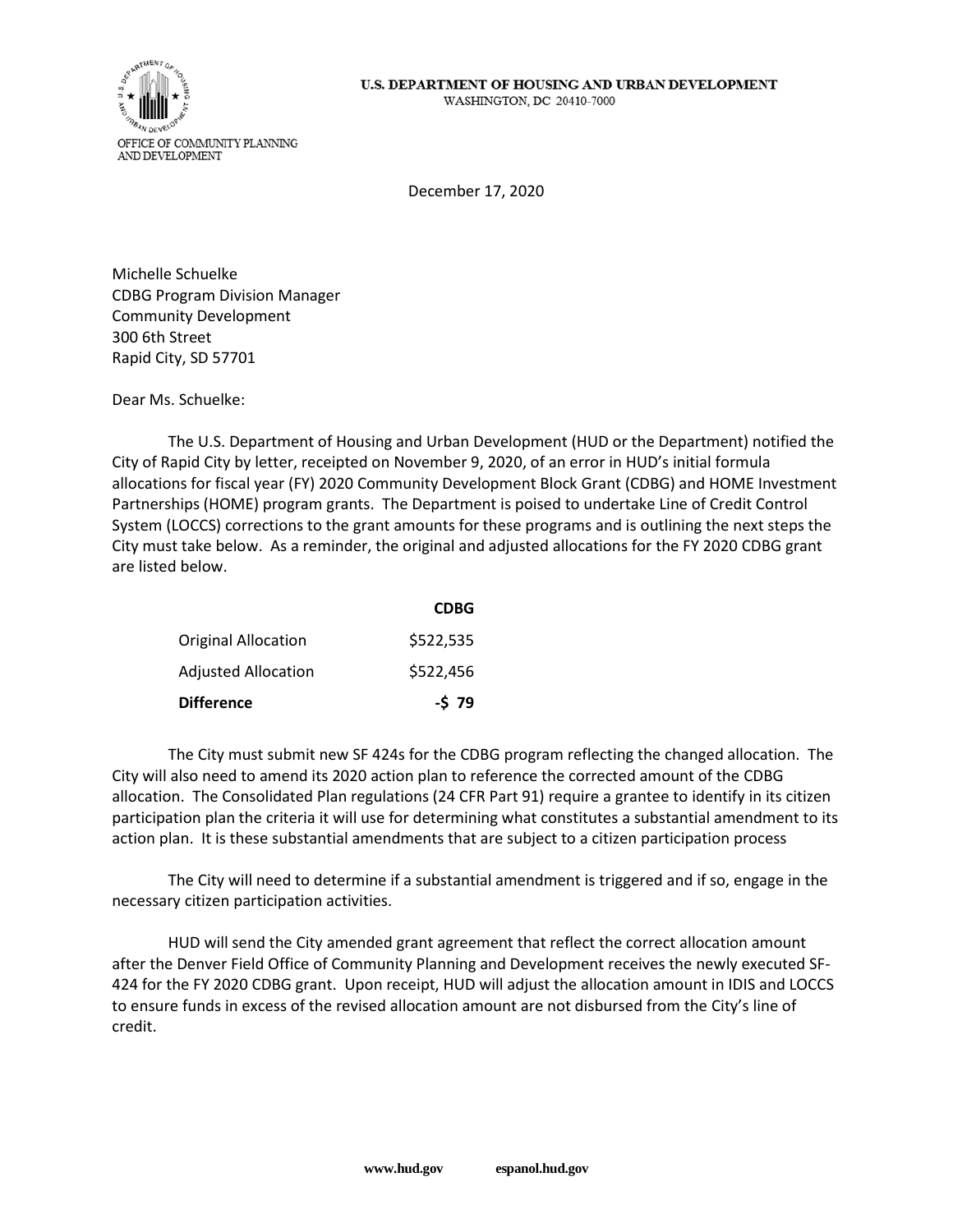U.S. DEPARTMENT OF HOUSING AND URBAN DEVELOPMENT
WASHINGTON, DC 20410-7000

OFFICE OF COMMUNITY PLANNING
AND DEVELOPMENT

December 17, 2020

Michelle Schuelke
CDBG Program Division Manager
Community Development
300 6th Street
Rapid City, SD 57701

Dear Ms. Schuelke:

The U.S. Department of Housing and Urban Development (HUD or the Department) notified the City of Rapid City by letter, receipted on November 9, 2020, of an error in HUD's initial formula allocations for fiscal year (FY) 2020 Community Development Block Grant (CDBG) and HOME Investment Partnerships (HOME) program grants. The Department is poised to undertake Line of Credit Control System (LOCCS) corrections to the grant amounts for these programs and is outlining the next steps the City must take below. As a reminder, the original and adjusted allocations for the FY 2020 CDBG grant are listed below.

| | **CDBG** |
|---|---|
| Original Allocation | $522,535 |
| Adjusted Allocation | $522,456 |
| **Difference** | **-$ 79** |

The City must submit new SF 424s for the CDBG program reflecting the changed allocation. The City will also need to amend its 2020 action plan to reference the corrected amount of the CDBG allocation. The Consolidated Plan regulations (24 CFR Part 91) require a grantee to identify in its citizen participation plan the criteria it will use for determining what constitutes a substantial amendment to its action plan. It is these substantial amendments that are subject to a citizen participation process

The City will need to determine if a substantial amendment is triggered and if so, engage in the necessary citizen participation activities.

HUD will send the City amended grant agreement that reflect the correct allocation amount after the Denver Field Office of Community Planning and Development receives the newly executed SF-424 for the FY 2020 CDBG grant. Upon receipt, HUD will adjust the allocation amount in IDIS and LOCCS to ensure funds in excess of the revised allocation amount are not disbursed from the City's line of credit.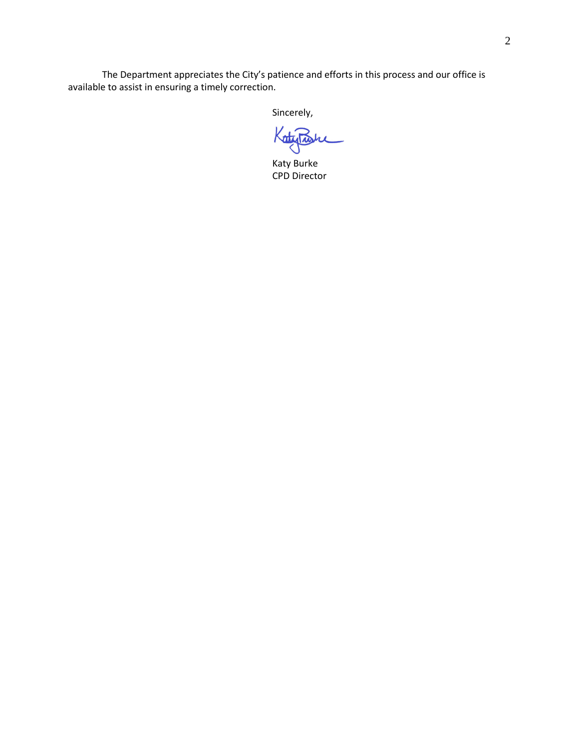The Department appreciates the City's patience and efforts in this process and our office is available to assist in ensuring a timely correction.

Sincerely,

Katy Burke
CPD Director